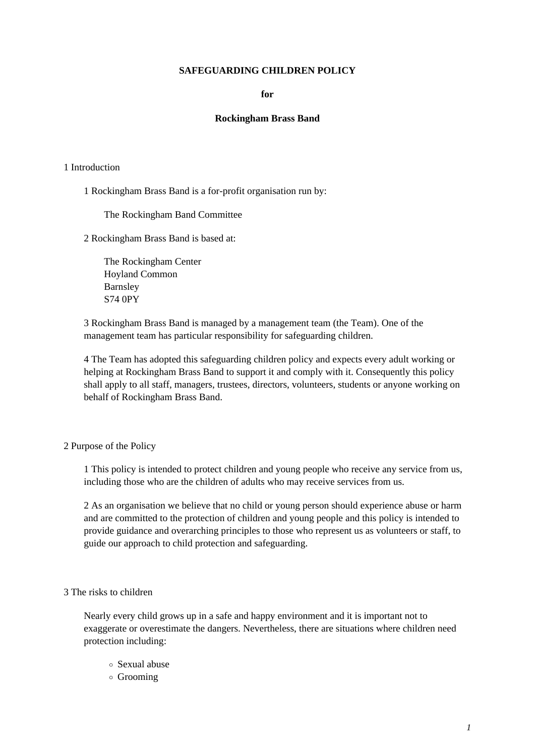**SAFEGUARDING CHILDREN POLICY**

**for**

**Rockingham Brass Band**

1 Introduction

1 Rockingham Brass Band is a for-profit organisation run by:

The Rockingham Band Committee

2 Rockingham Brass Band is based at:

The Rockingham Center
Hoyland Common
Barnsley
S74 0PY

3 Rockingham Brass Band is managed by a management team (the Team). One of the management team has particular responsibility for safeguarding children.

4 The Team has adopted this safeguarding children policy and expects every adult working or helping at Rockingham Brass Band to support it and comply with it. Consequently this policy shall apply to all staff, managers, trustees, directors, volunteers, students or anyone working on behalf of Rockingham Brass Band.

2 Purpose of the Policy

1 This policy is intended to protect children and young people who receive any service from us, including those who are the children of adults who may receive services from us.

2 As an organisation we believe that no child or young person should experience abuse or harm and are committed to the protection of children and young people and this policy is intended to provide guidance and overarching principles to those who represent us as volunteers or staff, to guide our approach to child protection and safeguarding.

3 The risks to children

Nearly every child grows up in a safe and happy environment and it is important not to exaggerate or overestimate the dangers. Nevertheless, there are situations where children need protection including:

- Sexual abuse
- Grooming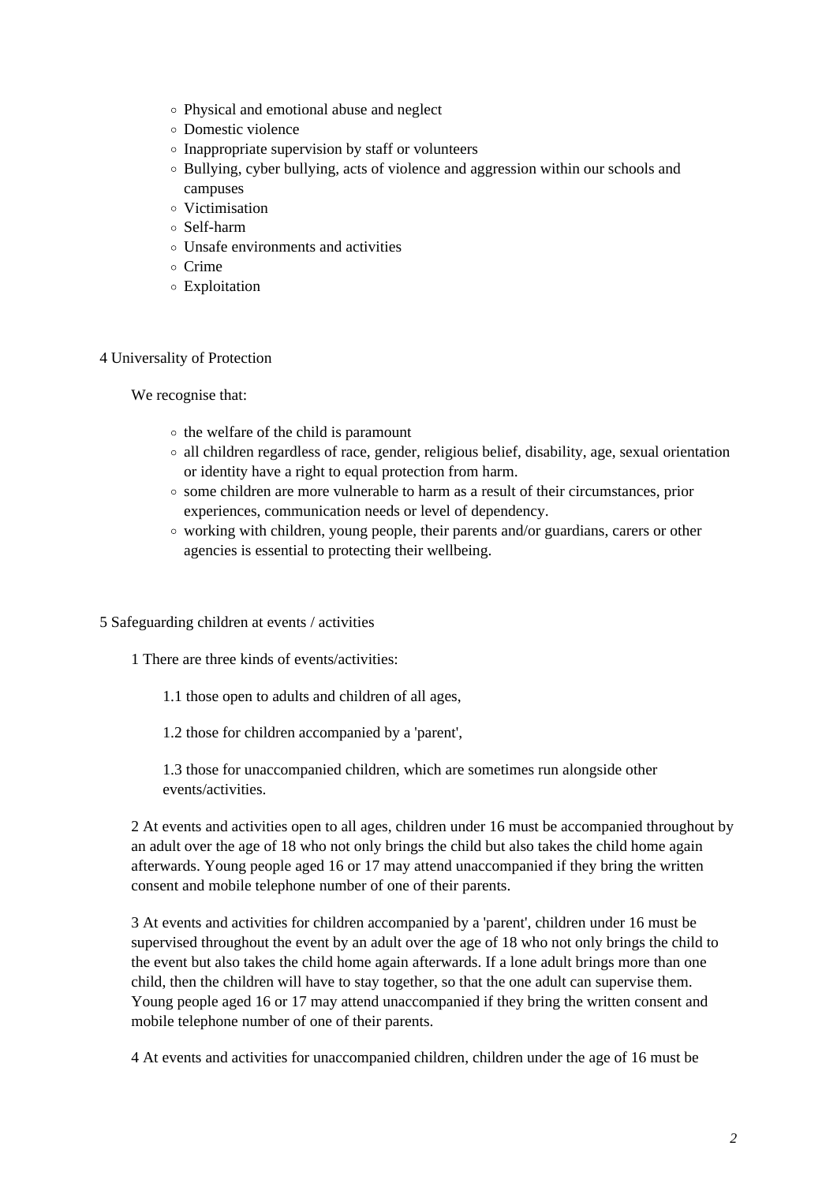- Physical and emotional abuse and neglect
- Domestic violence
- Inappropriate supervision by staff or volunteers
- Bullying, cyber bullying, acts of violence and aggression within our schools and campuses
- Victimisation
- Self-harm
- Unsafe environments and activities
- Crime
- Exploitation

## 4 Universality of Protection

We recognise that:

- the welfare of the child is paramount
- all children regardless of race, gender, religious belief, disability, age, sexual orientation or identity have a right to equal protection from harm.
- some children are more vulnerable to harm as a result of their circumstances, prior experiences, communication needs or level of dependency.
- working with children, young people, their parents and/or guardians, carers or other agencies is essential to protecting their wellbeing.

## 5 Safeguarding children at events / activities

1 There are three kinds of events/activities:

1.1 those open to adults and children of all ages,

1.2 those for children accompanied by a 'parent',

1.3 those for unaccompanied children, which are sometimes run alongside other events/activities.

2 At events and activities open to all ages, children under 16 must be accompanied throughout by an adult over the age of 18 who not only brings the child but also takes the child home again afterwards. Young people aged 16 or 17 may attend unaccompanied if they bring the written consent and mobile telephone number of one of their parents.

3 At events and activities for children accompanied by a 'parent', children under 16 must be supervised throughout the event by an adult over the age of 18 who not only brings the child to the event but also takes the child home again afterwards. If a lone adult brings more than one child, then the children will have to stay together, so that the one adult can supervise them. Young people aged 16 or 17 may attend unaccompanied if they bring the written consent and mobile telephone number of one of their parents.

4 At events and activities for unaccompanied children, children under the age of 16 must be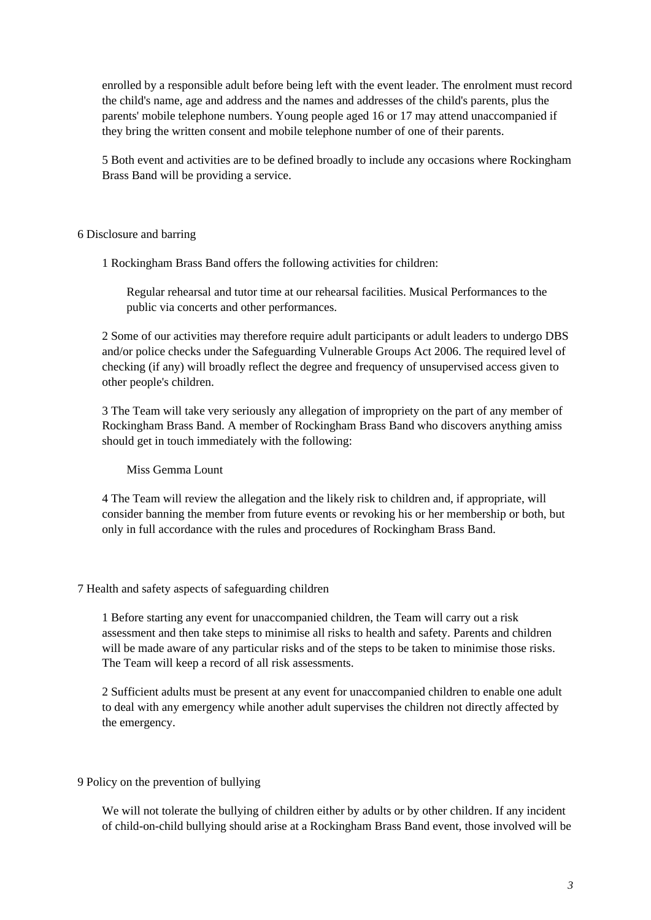enrolled by a responsible adult before being left with the event leader. The enrolment must record the child's name, age and address and the names and addresses of the child's parents, plus the parents' mobile telephone numbers. Young people aged 16 or 17 may attend unaccompanied if they bring the written consent and mobile telephone number of one of their parents.

5 Both event and activities are to be defined broadly to include any occasions where Rockingham Brass Band will be providing a service.

## 6 Disclosure and barring

1 Rockingham Brass Band offers the following activities for children:

> Regular rehearsal and tutor time at our rehearsal facilities. Musical Performances to the public via concerts and other performances.

2 Some of our activities may therefore require adult participants or adult leaders to undergo DBS and/or police checks under the Safeguarding Vulnerable Groups Act 2006. The required level of checking (if any) will broadly reflect the degree and frequency of unsupervised access given to other people's children.

3 The Team will take very seriously any allegation of impropriety on the part of any member of Rockingham Brass Band. A member of Rockingham Brass Band who discovers anything amiss should get in touch immediately with the following:

> Miss Gemma Lount

4 The Team will review the allegation and the likely risk to children and, if appropriate, will consider banning the member from future events or revoking his or her membership or both, but only in full accordance with the rules and procedures of Rockingham Brass Band.

## 7 Health and safety aspects of safeguarding children

1 Before starting any event for unaccompanied children, the Team will carry out a risk assessment and then take steps to minimise all risks to health and safety. Parents and children will be made aware of any particular risks and of the steps to be taken to minimise those risks. The Team will keep a record of all risk assessments.

2 Sufficient adults must be present at any event for unaccompanied children to enable one adult to deal with any emergency while another adult supervises the children not directly affected by the emergency.

## 9 Policy on the prevention of bullying

We will not tolerate the bullying of children either by adults or by other children. If any incident of child-on-child bullying should arise at a Rockingham Brass Band event, those involved will be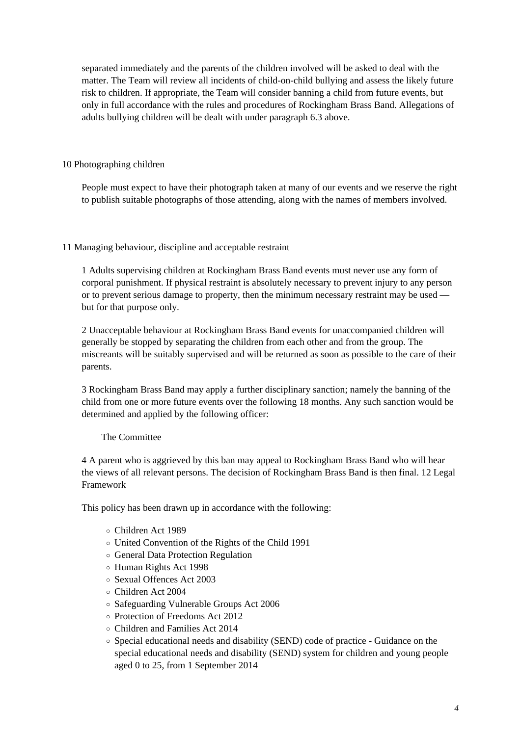separated immediately and the parents of the children involved will be asked to deal with the matter. The Team will review all incidents of child-on-child bullying and assess the likely future risk to children. If appropriate, the Team will consider banning a child from future events, but only in full accordance with the rules and procedures of Rockingham Brass Band. Allegations of adults bullying children will be dealt with under paragraph 6.3 above.

## 10 Photographing children

People must expect to have their photograph taken at many of our events and we reserve the right to publish suitable photographs of those attending, along with the names of members involved.

## 11 Managing behaviour, discipline and acceptable restraint

1 Adults supervising children at Rockingham Brass Band events must never use any form of corporal punishment. If physical restraint is absolutely necessary to prevent injury to any person or to prevent serious damage to property, then the minimum necessary restraint may be used — but for that purpose only.

2 Unacceptable behaviour at Rockingham Brass Band events for unaccompanied children will generally be stopped by separating the children from each other and from the group. The miscreants will be suitably supervised and will be returned as soon as possible to the care of their parents.

3 Rockingham Brass Band may apply a further disciplinary sanction; namely the banning of the child from one or more future events over the following 18 months. Any such sanction would be determined and applied by the following officer:

The Committee

4 A parent who is aggrieved by this ban may appeal to Rockingham Brass Band who will hear the views of all relevant persons. The decision of Rockingham Brass Band is then final. 12 Legal Framework

This policy has been drawn up in accordance with the following:

- Children Act 1989
- United Convention of the Rights of the Child 1991
- General Data Protection Regulation
- Human Rights Act 1998
- Sexual Offences Act 2003
- Children Act 2004
- Safeguarding Vulnerable Groups Act 2006
- Protection of Freedoms Act 2012
- Children and Families Act 2014
- Special educational needs and disability (SEND) code of practice - Guidance on the special educational needs and disability (SEND) system for children and young people aged 0 to 25, from 1 September 2014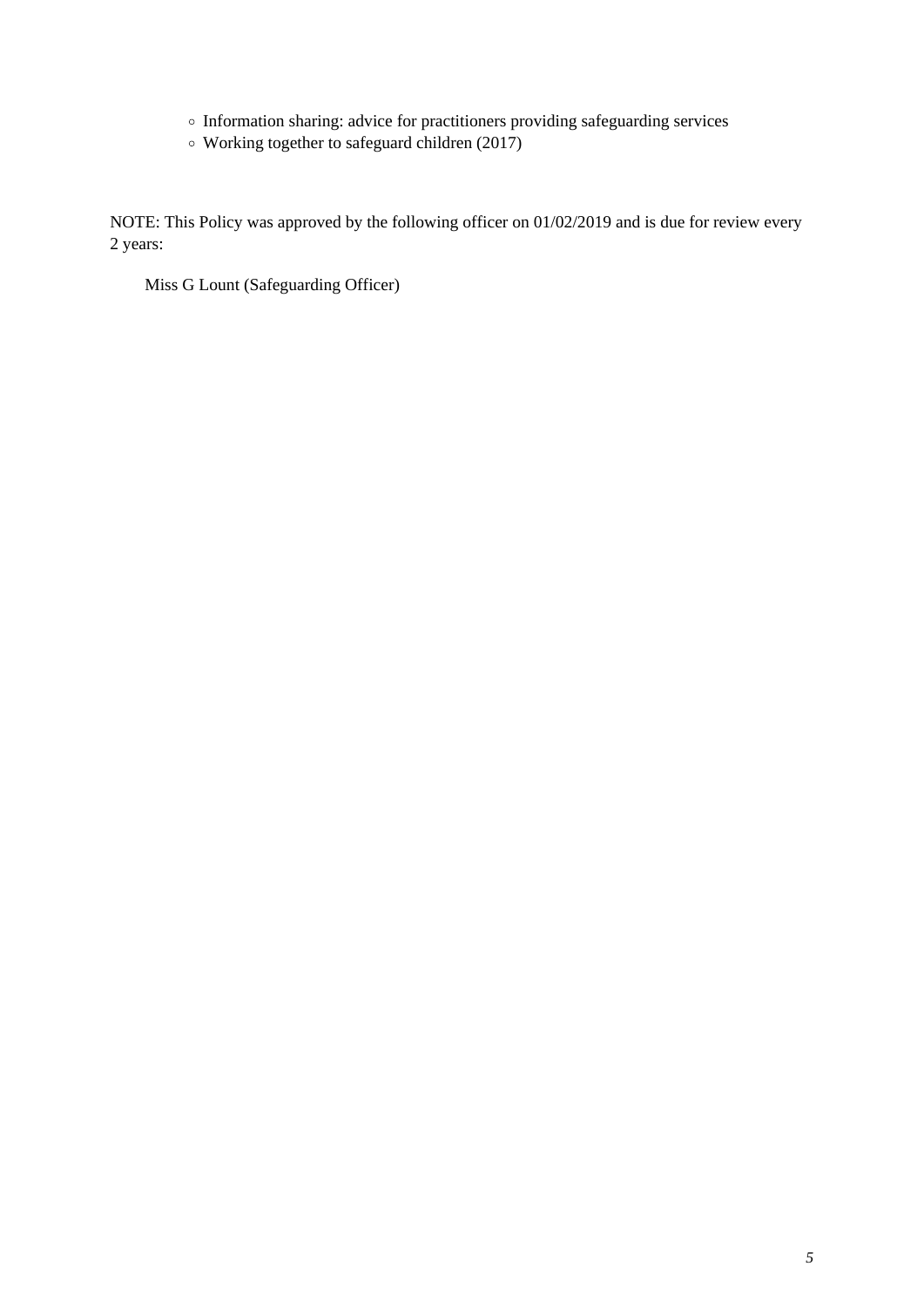- Information sharing: advice for practitioners providing safeguarding services
- Working together to safeguard children (2017)

NOTE: This Policy was approved by the following officer on 01/02/2019 and is due for review every 2 years:

Miss G Lount (Safeguarding Officer)